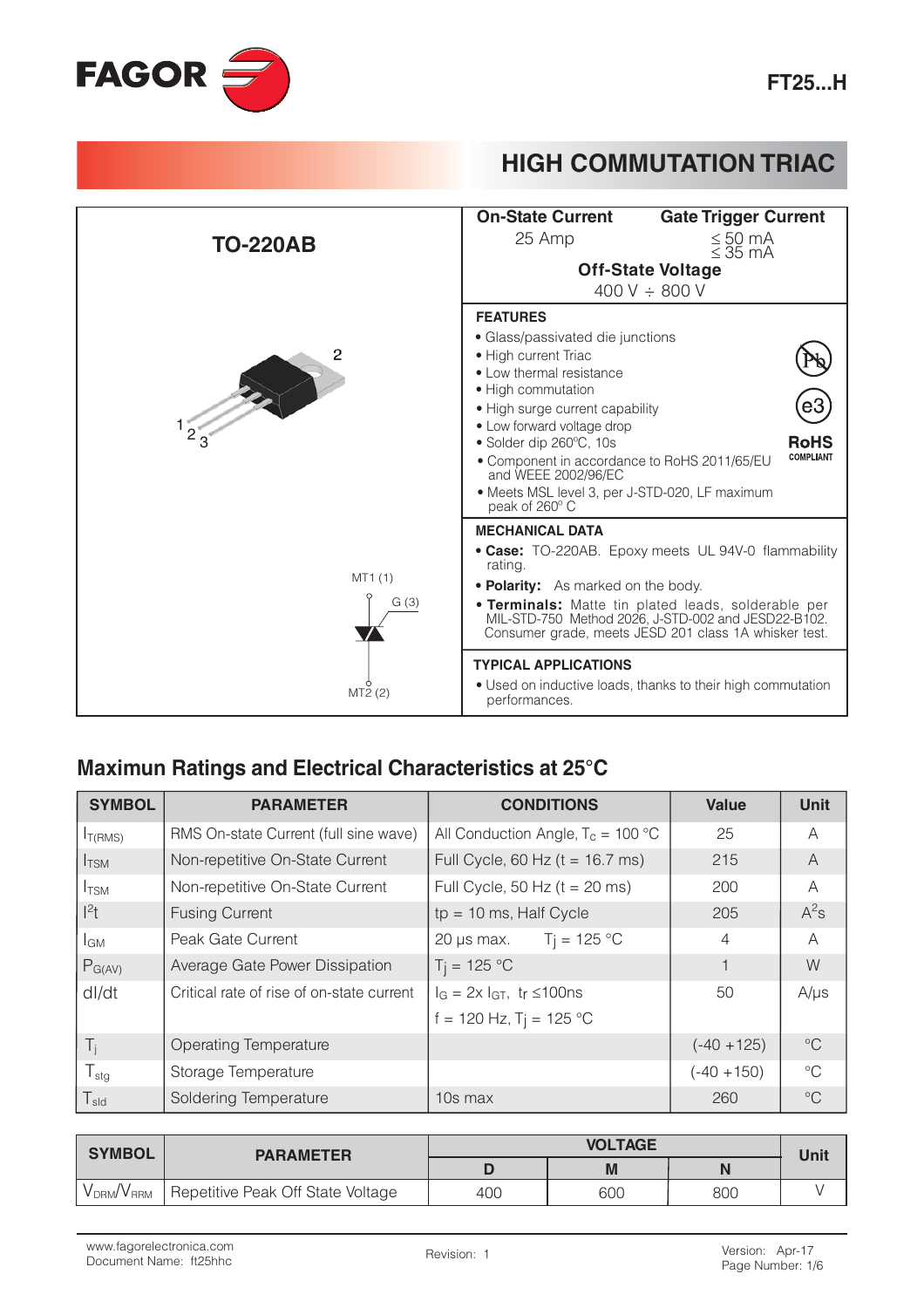FAGOR

# FT25...H

## HIGH COMMUTATION TRIAC

**TO-220AB**

**On-State Current** 25 Amp

**Gate Trigger Current** ≤ 50 mA ≤ 35 mA

**Off-State Voltage** 400 V ÷ 800 V

### FEATURES

- Glass/passivated die junctions
- High current Triac
- Low thermal resistance
- High commutation
- High surge current capability
- Low forward voltage drop
- Solder dip 260ºC, 10s
- Component in accordance to RoHS 2011/65/EU and WEEE 2002/96/EC
- Meets MSL level 3, per J-STD-020, LF maximum peak of 260º C

RoHS COMPLIANT

### MECHANICAL DATA

- **Case:** TO-220AB. Epoxy meets UL 94V-0 flammability rating.
- **Polarity:** As marked on the body.
- **Terminals:** Matte tin plated leads, solderable per MIL-STD-750 Method 2026, J-STD-002 and JESD22-B102. Consumer grade, meets JESD 201 class 1A whisker test.

### TYPICAL APPLICATIONS

- Used on inductive loads, thanks to their high commutation performances.

MT1 (1), G (3), MT2 (2)

## Maximun Ratings and Electrical Characteristics at 25°C

| SYMBOL | PARAMETER | CONDITIONS | Value | Unit |
|---|---|---|---|---|
| $I_{T(RMS)}$ | RMS On-state Current (full sine wave) | All Conduction Angle, $T_c$ = 100 °C | 25 | A |
| $I_{TSM}$ | Non-repetitive On-State Current | Full Cycle, 60 Hz (t = 16.7 ms) | 215 | A |
| $I_{TSM}$ | Non-repetitive On-State Current | Full Cycle, 50 Hz (t = 20 ms) | 200 | A |
| $I^2t$ | Fusing Current | tp = 10 ms, Half Cycle | 205 | $A^2s$ |
| $I_{GM}$ | Peak Gate Current | 20 µs max. $T_j$ = 125 °C | 4 | A |
| $P_{G(AV)}$ | Average Gate Power Dissipation | $T_j$ = 125 °C | 1 | W |
| dI/dt | Critical rate of rise of on-state current | $I_G$ = 2x $I_{GT}$, tr ≤100ns f = 120 Hz, $T_j$ = 125 °C | 50 | A/µs |
| $T_j$ | Operating Temperature | | (-40 +125) | °C |
| $T_{stg}$ | Storage Temperature | | (-40 +150) | °C |
| $T_{sld}$ | Soldering Temperature | 10s max | 260 | °C |

| SYMBOL | PARAMETER | VOLTAGE | | | Unit |
|---|---|---|---|---|---|
| | | D | M | N | |
| $V_{DRM}/V_{RRM}$ | Repetitive Peak Off State Voltage | 400 | 600 | 800 | V |

www.fagorelectronica.com Document Name: ft25hhc Revision: 1 Version: Apr-17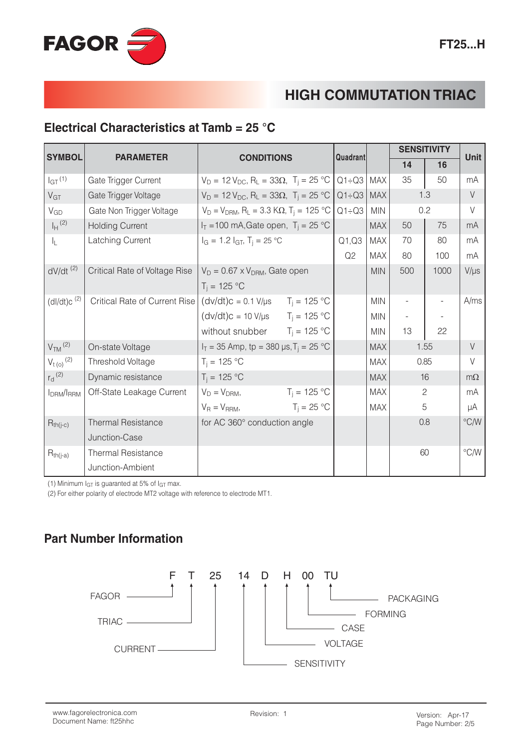## HIGH COMMUTATION TRIAC

### Electrical Characteristics at Tamb = 25 °C

| SYMBOL | PARAMETER | CONDITIONS | | Quadrant | | SENSITIVITY | | Unit |
|---|---|---|---|---|---|---|---|---|
| | | | | | | 14 | 16 | |
| $I_{GT}$ (1) | Gate Trigger Current | $V_D$ = 12 $V_{DC}$, $R_L$ = 33Ω, $T_j$ = 25 °C | | Q1÷Q3 | MAX | 35 | 50 | mA |
| $V_{GT}$ | Gate Trigger Voltage | $V_D$ = 12 $V_{DC}$, $R_L$ = 33Ω, $T_j$ = 25 °C | | Q1÷Q3 | MAX | 1.3 | | V |
| $V_{GD}$ | Gate Non Trigger Voltage | $V_D$ = $V_{DRM}$, $R_L$ = 3.3 KΩ, $T_j$ = 125 °C | | Q1÷Q3 | MIN | 0.2 | | V |
| $I_H$ (2) | Holding Current | $I_T$ =100 mA,Gate open, $T_j$ = 25 °C | | | MAX | 50 | 75 | mA |
| $I_L$ | Latching Current | $I_G$ = 1.2 $I_{GT}$, $T_j$ = 25 °C | | Q1,Q3 | MAX | 70 | 80 | mA |
| | | | | Q2 | MAX | 80 | 100 | mA |
| dV/dt (2) | Critical Rate of Voltage Rise | $V_D$ = 0.67 x $V_{DRM}$, Gate open $T_j$ = 125 °C | | | MIN | 500 | 1000 | V/µs |
| (dI/dt)c (2) | Critical Rate of Current Rise | (dv/dt)c = 0.1 V/µs | $T_j$ = 125 °C | | MIN | - | - | A/ms |
| | | (dv/dt)c = 10 V/µs | $T_j$ = 125 °C | | MIN | - | - | |
| | | without snubber | $T_j$ = 125 °C | | MIN | 13 | 22 | |
| $V_{TM}$ (2) | On-state Voltage | $I_T$ = 35 Amp, tp = 380 µs, $T_j$ = 25 °C | | | MAX | 1.55 | | V |
| $V_{t(o)}$ (2) | Threshold Voltage | $T_j$ = 125 °C | | | MAX | 0.85 | | V |
| $r_d$ (2) | Dynamic resistance | $T_j$ = 125 °C | | | MAX | 16 | | mΩ |
| $I_{DRM}$/$I_{RRM}$ | Off-State Leakage Current | $V_D$ = $V_{DRM}$, | $T_j$ = 125 °C | | MAX | 2 | | mA |
| | | $V_R$ = $V_{RRM}$, | $T_j$ = 25 °C | | MAX | 5 | | µA |
| $R_{th(j-c)}$ | Thermal Resistance Junction-Case | for AC 360° conduction angle | | | | 0.8 | | °C/W |
| $R_{th(j-a)}$ | Thermal Resistance Junction-Ambient | | | | | 60 | | °C/W |

(1) Minimum $I_{GT}$ is guaranted at 5% of $I_{GT}$ max.
(2) For either polarity of electrode MT2 voltage with reference to electrode MT1.

### Part Number Information

F T 25 14 D H 00 TU

- F — FAGOR
- T — TRIAC
- 25 — CURRENT
- 14 — SENSITIVITY
- D — VOLTAGE
- H — CASE
- 00 — FORMING
- TU — PACKAGING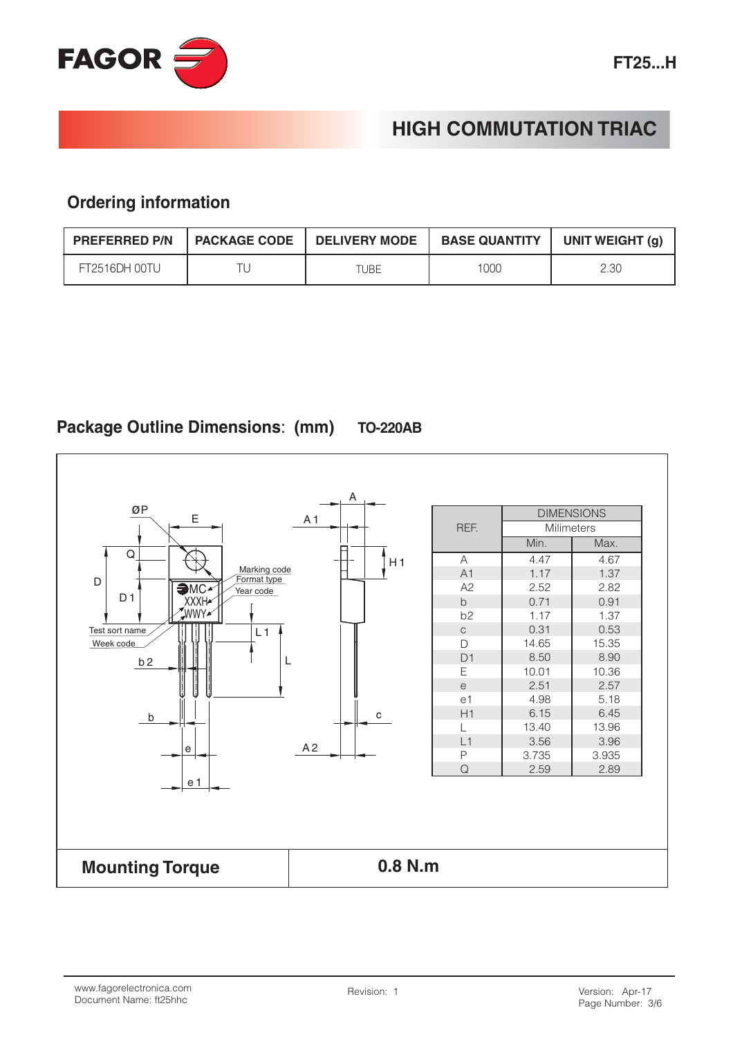## HIGH COMMUTATION TRIAC

### Ordering information

| PREFERRED P/N | PACKAGE CODE | DELIVERY MODE | BASE QUANTITY | UNIT WEIGHT (g) |
|---|---|---|---|---|
| FT2516DH 00TU | TU | TUBE | 1000 | 2.30 |

### Package Outline Dimensions: (mm) TO-220AB

| REF. | DIMENSIONS Milimeters | |
|---|---|---|
| | Min. | Max. |
| A | 4.47 | 4.67 |
| A1 | 1.17 | 1.37 |
| A2 | 2.52 | 2.82 |
| b | 0.71 | 0.91 |
| b2 | 1.17 | 1.37 |
| c | 0.31 | 0.53 |
| D | 14.65 | 15.35 |
| D1 | 8.50 | 8.90 |
| E | 10.01 | 10.36 |
| e | 2.51 | 2.57 |
| e1 | 4.98 | 5.18 |
| H1 | 6.15 | 6.45 |
| L | 13.40 | 13.96 |
| L1 | 3.56 | 3.96 |
| P | 3.735 | 3.935 |
| Q | 2.59 | 2.89 |

| Mounting Torque | 0.8 N.m |
|---|---|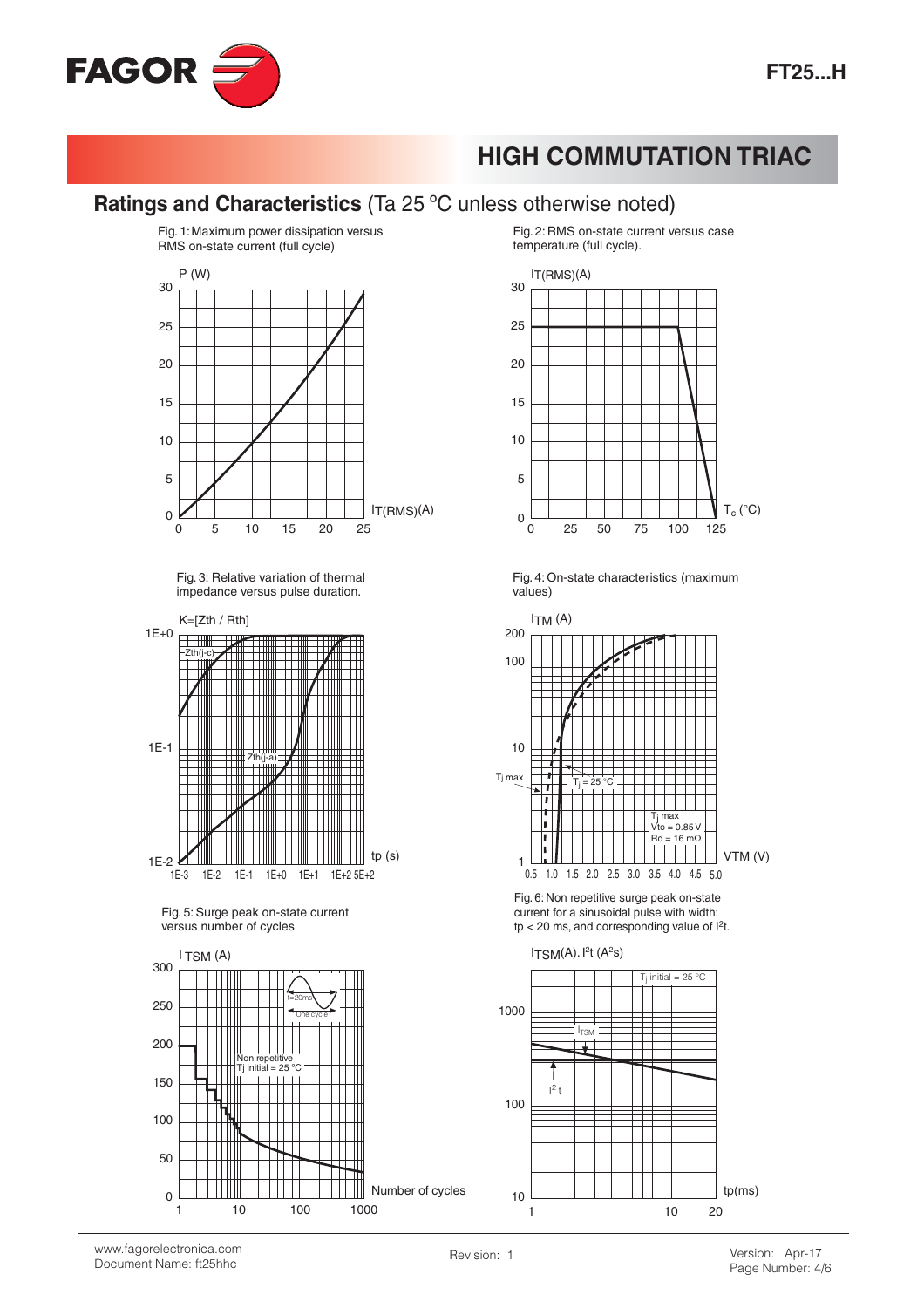## HIGH COMMUTATION TRIAC

## **Ratings and Characteristics** (Ta 25 ºC unless otherwise noted)

Fig. 1: Maximum power dissipation versus RMS on-state current (full cycle)

Fig. 2: RMS on-state current versus case temperature (full cycle).

Fig. 3: Relative variation of thermal impedance versus pulse duration.

Fig. 4: On-state characteristics (maximum values)

Fig. 5: Surge peak on-state current versus number of cycles

Fig. 6: Non repetitive surge peak on-state current for a sinusoidal pulse with width: tp < 20 ms, and corresponding value of $I^2t$.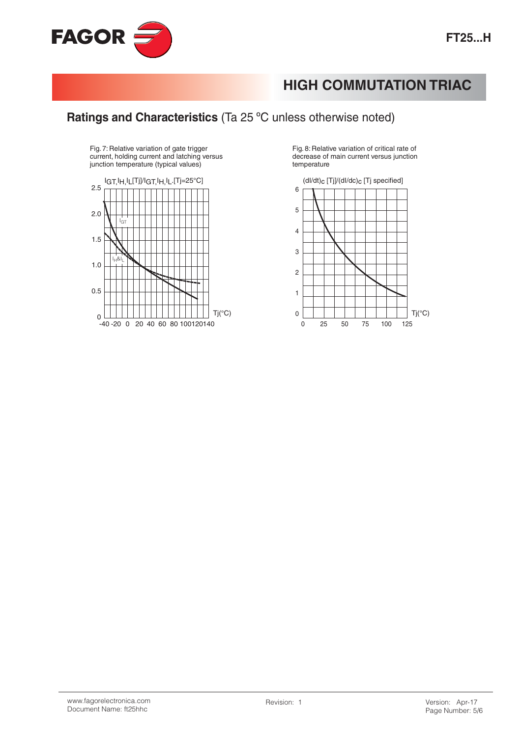## HIGH COMMUTATION TRIAC

### Ratings and Characteristics (Ta 25 ºC unless otherwise noted)

Fig. 7: Relative variation of gate trigger current, holding current and latching versus junction temperature (typical values)

$I_{GT}, I_H, I_L[T_j]/I_{GT}, I_H, I_L [T_j=25°C]$

Fig. 8: Relative variation of critical rate of decrease of main current versus junction temperature

$(dI/dt)_C [T_j]/(dI/dc)_C$ [Tj specified]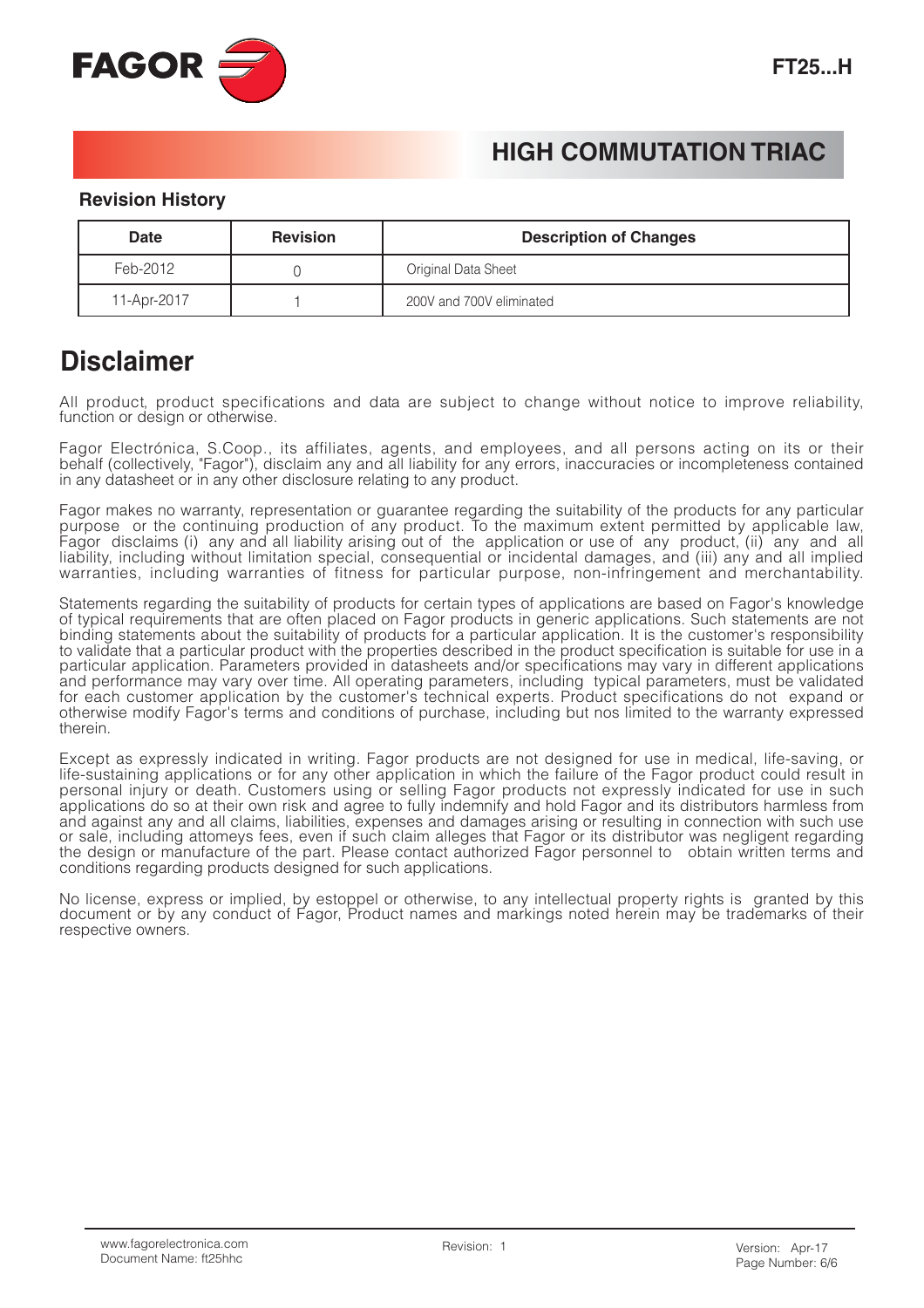## HIGH COMMUTATION TRIAC

### Revision History

| Date | Revision | Description of Changes |
|---|---|---|
| Feb-2012 | 0 | Original Data Sheet |
| 11-Apr-2017 | 1 | 200V and 700V eliminated |

# Disclaimer

All product, product specifications and data are subject to change without notice to improve reliability, function or design or otherwise.

Fagor Electrónica, S.Coop., its affiliates, agents, and employees, and all persons acting on its or their behalf (collectively, "Fagor"), disclaim any and all liability for any errors, inaccuracies or incompleteness contained in any datasheet or in any other disclosure relating to any product.

Fagor makes no warranty, representation or guarantee regarding the suitability of the products for any particular purpose or the continuing production of any product. To the maximum extent permitted by applicable law, Fagor disclaims (i) any and all liability arising out of the application or use of any product, (ii) any and all liability, including without limitation special, consequential or incidental damages, and (iii) any and all implied warranties, including warranties of fitness for particular purpose, non-infringement and merchantability.

Statements regarding the suitability of products for certain types of applications are based on Fagor's knowledge of typical requirements that are often placed on Fagor products in generic applications. Such statements are not binding statements about the suitability of products for a particular application. It is the customer's responsibility to validate that a particular product with the properties described in the product specification is suitable for use in a particular application. Parameters provided in datasheets and/or specifications may vary in different applications and performance may vary over time. All operating parameters, including typical parameters, must be validated for each customer application by the customer's technical experts. Product specifications do not expand or otherwise modify Fagor's terms and conditions of purchase, including but nos limited to the warranty expressed therein.

Except as expressly indicated in writing. Fagor products are not designed for use in medical, life-saving, or life-sustaining applications or for any other application in which the failure of the Fagor product could result in personal injury or death. Customers using or selling Fagor products not expressly indicated for use in such applications do so at their own risk and agree to fully indemnify and hold Fagor and its distributors harmless from and against any and all claims, liabilities, expenses and damages arising or resulting in connection with such use or sale, including attomeys fees, even if such claim alleges that Fagor or its distributor was negligent regarding the design or manufacture of the part. Please contact authorized Fagor personnel to obtain written terms and conditions regarding products designed for such applications.

No license, express or implied, by estoppel or otherwise, to any intellectual property rights is granted by this document or by any conduct of Fagor, Product names and markings noted herein may be trademarks of their respective owners.